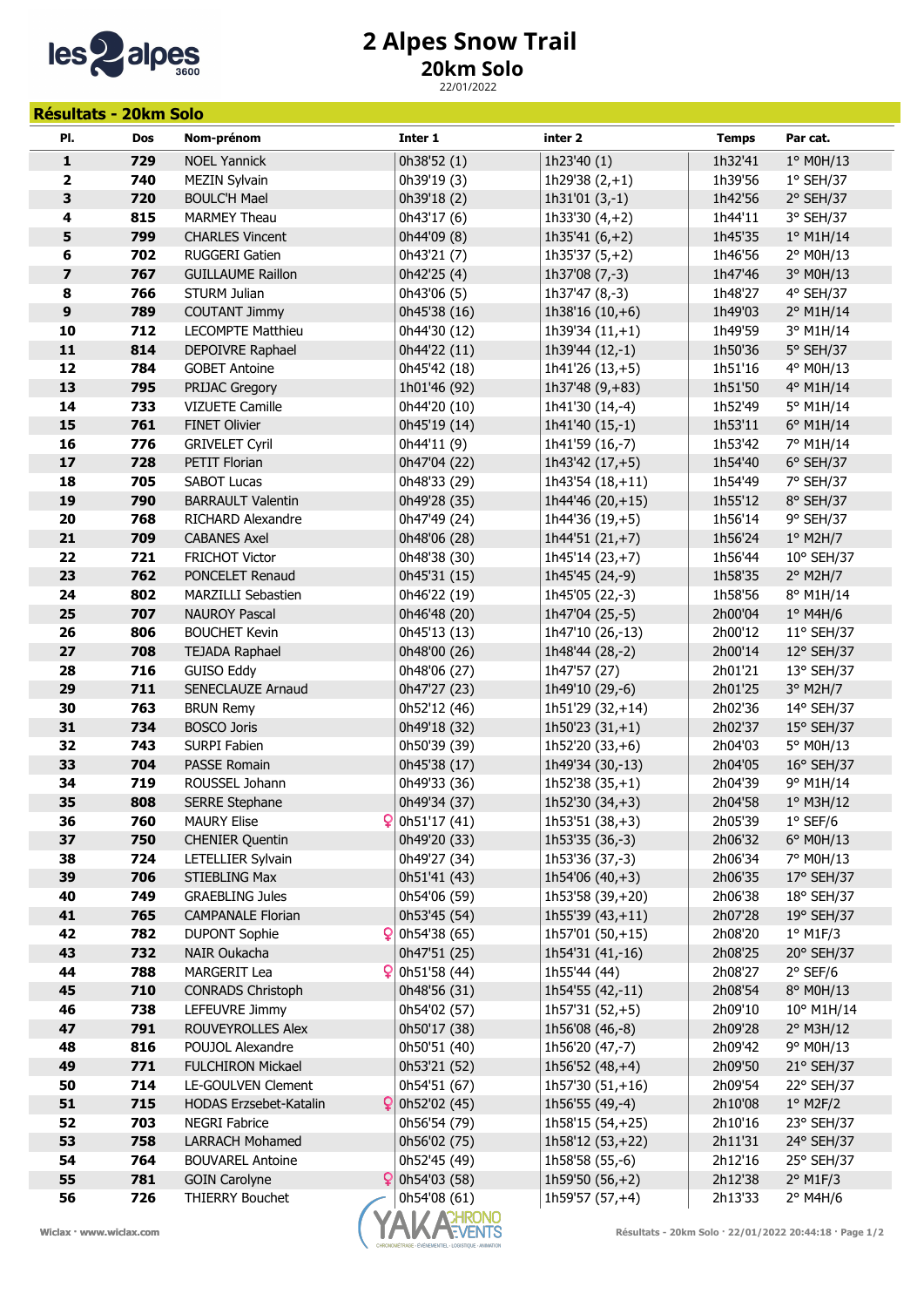# 2 Alpes Snow Trail

## 20km Solo

22/01/2022

**Résultats - 20km Solo**

| Pl. | Dos | Nom-prénom | Inter 1 | inter 2 | Temps | Par cat. |
|---|---|---|---|---|---|---|
| 1 | 729 | NOEL Yannick | 0h38'52 (1) | 1h23'40 (1) | 1h32'41 | 1° M0H/13 |
| 2 | 740 | MEZIN Sylvain | 0h39'19 (3) | 1h29'38 (2,+1) | 1h39'56 | 1° SEH/37 |
| 3 | 720 | BOULC'H Mael | 0h39'18 (2) | 1h31'01 (3,-1) | 1h42'56 | 2° SEH/37 |
| 4 | 815 | MARMEY Theau | 0h43'17 (6) | 1h33'30 (4,+2) | 1h44'11 | 3° SEH/37 |
| 5 | 799 | CHARLES Vincent | 0h44'09 (8) | 1h35'41 (6,+2) | 1h45'35 | 1° M1H/14 |
| 6 | 702 | RUGGERI Gatien | 0h43'21 (7) | 1h35'37 (5,+2) | 1h46'56 | 2° M0H/13 |
| 7 | 767 | GUILLAUME Raillon | 0h42'25 (4) | 1h37'08 (7,-3) | 1h47'46 | 3° M0H/13 |
| 8 | 766 | STURM Julian | 0h43'06 (5) | 1h37'47 (8,-3) | 1h48'27 | 4° SEH/37 |
| 9 | 789 | COUTANT Jimmy | 0h45'38 (16) | 1h38'16 (10,+6) | 1h49'03 | 2° M1H/14 |
| 10 | 712 | LECOMPTE Matthieu | 0h44'30 (12) | 1h39'34 (11,+1) | 1h49'59 | 3° M1H/14 |
| 11 | 814 | DEPOIVRE Raphael | 0h44'22 (11) | 1h39'44 (12,-1) | 1h50'36 | 5° SEH/37 |
| 12 | 784 | GOBET Antoine | 0h45'42 (18) | 1h41'26 (13,+5) | 1h51'16 | 4° M0H/13 |
| 13 | 795 | PRIJAC Gregory | 1h01'46 (92) | 1h37'48 (9,+83) | 1h51'50 | 4° M1H/14 |
| 14 | 733 | VIZUETE Camille | 0h44'20 (10) | 1h41'30 (14,-4) | 1h52'49 | 5° M1H/14 |
| 15 | 761 | FINET Olivier | 0h45'19 (14) | 1h41'40 (15,-1) | 1h53'11 | 6° M1H/14 |
| 16 | 776 | GRIVELET Cyril | 0h44'11 (9) | 1h41'59 (16,-7) | 1h53'42 | 7° M1H/14 |
| 17 | 728 | PETIT Florian | 0h47'04 (22) | 1h43'42 (17,+5) | 1h54'40 | 6° SEH/37 |
| 18 | 705 | SABOT Lucas | 0h48'33 (29) | 1h43'54 (18,+11) | 1h54'49 | 7° SEH/37 |
| 19 | 790 | BARRAULT Valentin | 0h49'28 (35) | 1h44'46 (20,+15) | 1h55'12 | 8° SEH/37 |
| 20 | 768 | RICHARD Alexandre | 0h47'49 (24) | 1h44'36 (19,+5) | 1h56'14 | 9° SEH/37 |
| 21 | 709 | CABANES Axel | 0h48'06 (28) | 1h44'51 (21,+7) | 1h56'24 | 1° M2H/7 |
| 22 | 721 | FRICHOT Victor | 0h48'38 (30) | 1h45'14 (23,+7) | 1h56'44 | 10° SEH/37 |
| 23 | 762 | PONCELET Renaud | 0h45'31 (15) | 1h45'45 (24,-9) | 1h58'35 | 2° M2H/7 |
| 24 | 802 | MARZILLI Sebastien | 0h46'22 (19) | 1h45'05 (22,-3) | 1h58'56 | 8° M1H/14 |
| 25 | 707 | NAUROY Pascal | 0h46'48 (20) | 1h47'04 (25,-5) | 2h00'04 | 1° M4H/6 |
| 26 | 806 | BOUCHET Kevin | 0h45'13 (13) | 1h47'10 (26,-13) | 2h00'12 | 11° SEH/37 |
| 27 | 708 | TEJADA Raphael | 0h48'00 (26) | 1h48'44 (28,-2) | 2h00'14 | 12° SEH/37 |
| 28 | 716 | GUISO Eddy | 0h48'06 (27) | 1h47'57 (27) | 2h01'21 | 13° SEH/37 |
| 29 | 711 | SENECLAUZE Arnaud | 0h47'27 (23) | 1h49'10 (29,-6) | 2h01'25 | 3° M2H/7 |
| 30 | 763 | BRUN Remy | 0h52'12 (46) | 1h51'29 (32,+14) | 2h02'36 | 14° SEH/37 |
| 31 | 734 | BOSCO Joris | 0h49'18 (32) | 1h50'23 (31,+1) | 2h02'37 | 15° SEH/37 |
| 32 | 743 | SURPI Fabien | 0h50'39 (39) | 1h52'20 (33,+6) | 2h04'03 | 5° M0H/13 |
| 33 | 704 | PASSE Romain | 0h45'38 (17) | 1h49'34 (30,-13) | 2h04'05 | 16° SEH/37 |
| 34 | 719 | ROUSSEL Johann | 0h49'33 (36) | 1h52'38 (35,+1) | 2h04'39 | 9° M1H/14 |
| 35 | 808 | SERRE Stephane | 0h49'34 (37) | 1h52'30 (34,+3) | 2h04'58 | 1° M3H/12 |
| 36 | 760 | MAURY Elise ♀ | 0h51'17 (41) | 1h53'51 (38,+3) | 2h05'39 | 1° SEF/6 |
| 37 | 750 | CHENIER Quentin | 0h49'20 (33) | 1h53'35 (36,-3) | 2h06'32 | 6° M0H/13 |
| 38 | 724 | LETELLIER Sylvain | 0h49'27 (34) | 1h53'36 (37,-3) | 2h06'34 | 7° M0H/13 |
| 39 | 706 | STIEBLING Max | 0h51'41 (43) | 1h54'06 (40,+3) | 2h06'35 | 17° SEH/37 |
| 40 | 749 | GRAEBLING Jules | 0h54'06 (59) | 1h53'58 (39,+20) | 2h06'38 | 18° SEH/37 |
| 41 | 765 | CAMPANALE Florian | 0h53'45 (54) | 1h55'39 (43,+11) | 2h07'28 | 19° SEH/37 |
| 42 | 782 | DUPONT Sophie ♀ | 0h54'38 (65) | 1h57'01 (50,+15) | 2h08'20 | 1° M1F/3 |
| 43 | 732 | NAIR Oukacha | 0h47'51 (25) | 1h54'31 (41,-16) | 2h08'25 | 20° SEH/37 |
| 44 | 788 | MARGERIT Lea ♀ | 0h51'58 (44) | 1h55'44 (44) | 2h08'27 | 2° SEF/6 |
| 45 | 710 | CONRADS Christoph | 0h48'56 (31) | 1h54'55 (42,-11) | 2h08'54 | 8° M0H/13 |
| 46 | 738 | LEFEUVRE Jimmy | 0h54'02 (57) | 1h57'31 (52,+5) | 2h09'10 | 10° M1H/14 |
| 47 | 791 | ROUVEYROLLES Alex | 0h50'17 (38) | 1h56'08 (46,-8) | 2h09'28 | 2° M3H/12 |
| 48 | 816 | POUJOL Alexandre | 0h50'51 (40) | 1h56'20 (47,-7) | 2h09'42 | 9° M0H/13 |
| 49 | 771 | FULCHIRON Mickael | 0h53'21 (52) | 1h56'52 (48,+4) | 2h09'50 | 21° SEH/37 |
| 50 | 714 | LE-GOULVEN Clement | 0h54'51 (67) | 1h57'30 (51,+16) | 2h09'54 | 22° SEH/37 |
| 51 | 715 | HODAS Erzsebet-Katalin ♀ | 0h52'02 (45) | 1h56'55 (49,-4) | 2h10'08 | 1° M2F/2 |
| 52 | 703 | NEGRI Fabrice | 0h56'54 (79) | 1h58'15 (54,+25) | 2h10'16 | 23° SEH/37 |
| 53 | 758 | LARRACH Mohamed | 0h56'02 (75) | 1h58'12 (53,+22) | 2h11'31 | 24° SEH/37 |
| 54 | 764 | BOUVAREL Antoine | 0h52'45 (49) | 1h58'58 (55,-6) | 2h12'16 | 25° SEH/37 |
| 55 | 781 | GOIN Carolyne ♀ | 0h54'03 (58) | 1h59'50 (56,+2) | 2h12'38 | 2° M1F/3 |
| 56 | 726 | THIERRY Bouchet | 0h54'08 (61) | 1h59'57 (57,+4) | 2h13'33 | 2° M4H/6 |

Wiclax · www.wiclax.com

Résultats - 20km Solo · 22/01/2022 20:44:18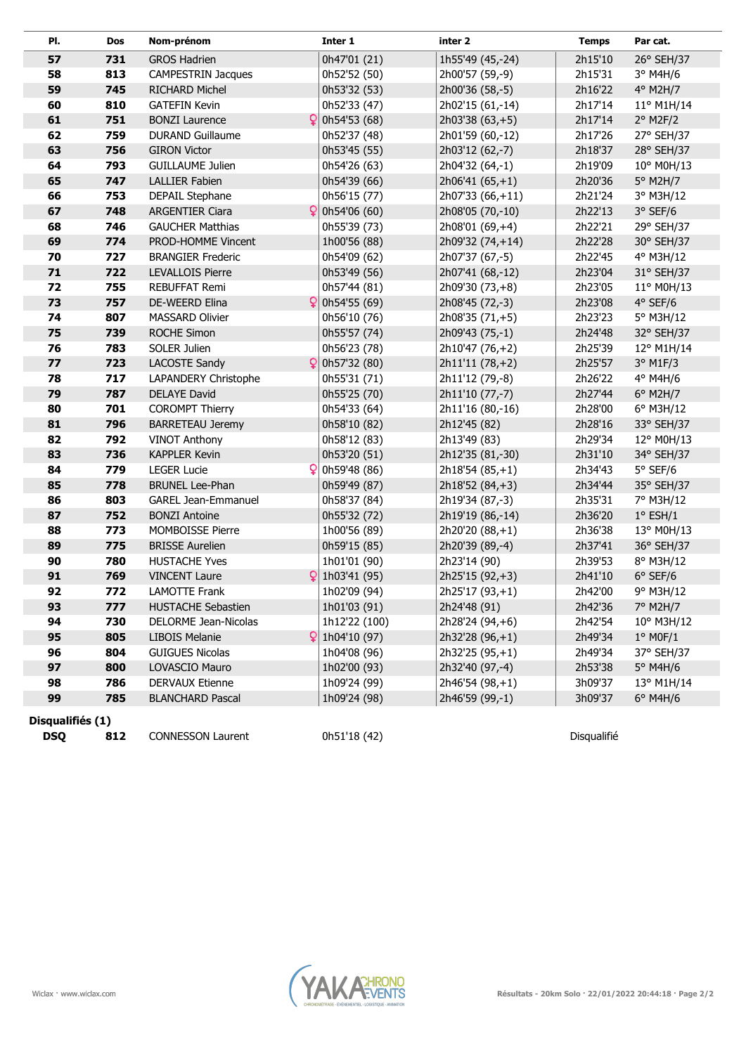| Pl. | Dos | Nom-prénom | | Inter 1 | inter 2 | Temps | Par cat. |
|---|---|---|---|---|---|---|---|
| **57** | **731** | GROS Hadrien | | 0h47'01 (21) | 1h55'49 (45,-24) | 2h15'10 | 26° SEH/37 |
| **58** | **813** | CAMPESTRIN Jacques | | 0h52'52 (50) | 2h00'57 (59,-9) | 2h15'31 | 3° M4H/6 |
| **59** | **745** | RICHARD Michel | | 0h53'32 (53) | 2h00'36 (58,-5) | 2h16'22 | 4° M2H/7 |
| **60** | **810** | GATEFIN Kevin | | 0h52'33 (47) | 2h02'15 (61,-14) | 2h17'14 | 11° M1H/14 |
| **61** | **751** | BONZI Laurence | ♀ | 0h54'53 (68) | 2h03'38 (63,+5) | 2h17'14 | 2° M2F/2 |
| **62** | **759** | DURAND Guillaume | | 0h52'37 (48) | 2h01'59 (60,-12) | 2h17'26 | 27° SEH/37 |
| **63** | **756** | GIRON Victor | | 0h53'45 (55) | 2h03'12 (62,-7) | 2h18'37 | 28° SEH/37 |
| **64** | **793** | GUILLAUME Julien | | 0h54'26 (63) | 2h04'32 (64,-1) | 2h19'09 | 10° M0H/13 |
| **65** | **747** | LALLIER Fabien | | 0h54'39 (66) | 2h06'41 (65,+1) | 2h20'36 | 5° M2H/7 |
| **66** | **753** | DEPAIL Stephane | | 0h56'15 (77) | 2h07'33 (66,+11) | 2h21'24 | 3° M3H/12 |
| **67** | **748** | ARGENTIER Ciara | ♀ | 0h54'06 (60) | 2h08'05 (70,-10) | 2h22'13 | 3° SEF/6 |
| **68** | **746** | GAUCHER Matthias | | 0h55'39 (73) | 2h08'01 (69,+4) | 2h22'21 | 29° SEH/37 |
| **69** | **774** | PROD-HOMME Vincent | | 1h00'56 (88) | 2h09'32 (74,+14) | 2h22'28 | 30° SEH/37 |
| **70** | **727** | BRANGIER Frederic | | 0h54'09 (62) | 2h07'37 (67,-5) | 2h22'45 | 4° M3H/12 |
| **71** | **722** | LEVALLOIS Pierre | | 0h53'49 (56) | 2h07'41 (68,-12) | 2h23'04 | 31° SEH/37 |
| **72** | **755** | REBUFFAT Remi | | 0h57'44 (81) | 2h09'30 (73,+8) | 2h23'05 | 11° M0H/13 |
| **73** | **757** | DE-WEERD Elina | ♀ | 0h54'55 (69) | 2h08'45 (72,-3) | 2h23'08 | 4° SEF/6 |
| **74** | **807** | MASSARD Olivier | | 0h56'10 (76) | 2h08'35 (71,+5) | 2h23'23 | 5° M3H/12 |
| **75** | **739** | ROCHE Simon | | 0h55'57 (74) | 2h09'43 (75,-1) | 2h24'48 | 32° SEH/37 |
| **76** | **783** | SOLER Julien | | 0h56'23 (78) | 2h10'47 (76,+2) | 2h25'39 | 12° M1H/14 |
| **77** | **723** | LACOSTE Sandy | ♀ | 0h57'32 (80) | 2h11'11 (78,+2) | 2h25'57 | 3° M1F/3 |
| **78** | **717** | LAPANDERY Christophe | | 0h55'31 (71) | 2h11'12 (79,-8) | 2h26'22 | 4° M4H/6 |
| **79** | **787** | DELAYE David | | 0h55'25 (70) | 2h11'10 (77,-7) | 2h27'44 | 6° M2H/7 |
| **80** | **701** | COROMPT Thierry | | 0h54'33 (64) | 2h11'16 (80,-16) | 2h28'00 | 6° M3H/12 |
| **81** | **796** | BARRETEAU Jeremy | | 0h58'10 (82) | 2h12'45 (82) | 2h28'16 | 33° SEH/37 |
| **82** | **792** | VINOT Anthony | | 0h58'12 (83) | 2h13'49 (83) | 2h29'34 | 12° M0H/13 |
| **83** | **736** | KAPPLER Kevin | | 0h53'20 (51) | 2h12'35 (81,-30) | 2h31'10 | 34° SEH/37 |
| **84** | **779** | LEGER Lucie | ♀ | 0h59'48 (86) | 2h18'54 (85,+1) | 2h34'43 | 5° SEF/6 |
| **85** | **778** | BRUNEL Lee-Phan | | 0h59'49 (87) | 2h18'52 (84,+3) | 2h34'44 | 35° SEH/37 |
| **86** | **803** | GAREL Jean-Emmanuel | | 0h58'37 (84) | 2h19'34 (87,-3) | 2h35'31 | 7° M3H/12 |
| **87** | **752** | BONZI Antoine | | 0h55'32 (72) | 2h19'19 (86,-14) | 2h36'20 | 1° ESH/1 |
| **88** | **773** | MOMBOISSE Pierre | | 1h00'56 (89) | 2h20'20 (88,+1) | 2h36'38 | 13° M0H/13 |
| **89** | **775** | BRISSE Aurelien | | 0h59'15 (85) | 2h20'39 (89,-4) | 2h37'41 | 36° SEH/37 |
| **90** | **780** | HUSTACHE Yves | | 1h01'01 (90) | 2h23'14 (90) | 2h39'53 | 8° M3H/12 |
| **91** | **769** | VINCENT Laure | ♀ | 1h03'41 (95) | 2h25'15 (92,+3) | 2h41'10 | 6° SEF/6 |
| **92** | **772** | LAMOTTE Frank | | 1h02'09 (94) | 2h25'17 (93,+1) | 2h42'00 | 9° M3H/12 |
| **93** | **777** | HUSTACHE Sebastien | | 1h01'03 (91) | 2h24'48 (91) | 2h42'36 | 7° M2H/7 |
| **94** | **730** | DELORME Jean-Nicolas | | 1h12'22 (100) | 2h28'24 (94,+6) | 2h42'54 | 10° M3H/12 |
| **95** | **805** | LIBOIS Melanie | ♀ | 1h04'10 (97) | 2h32'28 (96,+1) | 2h49'34 | 1° M0F/1 |
| **96** | **804** | GUIGUES Nicolas | | 1h04'08 (96) | 2h32'25 (95,+1) | 2h49'34 | 37° SEH/37 |
| **97** | **800** | LOVASCIO Mauro | | 1h02'00 (93) | 2h32'40 (97,-4) | 2h53'38 | 5° M4H/6 |
| **98** | **786** | DERVAUX Etienne | | 1h09'24 (99) | 2h46'54 (98,+1) | 3h09'37 | 13° M1H/14 |
| **99** | **785** | BLANCHARD Pascal | | 1h09'24 (98) | 2h46'59 (99,-1) | 3h09'37 | 6° M4H/6 |

**Disqualifiés (1)**

| | | | | | | | |
|---|---|---|---|---|---|---|---|
| **DSQ** | **812** | CONNESSON Laurent | | 0h51'18 (42) | | Disqualifié | |

Wiclax · www.wiclax.com

YAKA CHRONO EVENTS

Résultats - 20km Solo · 22/01/2022 20:44:18